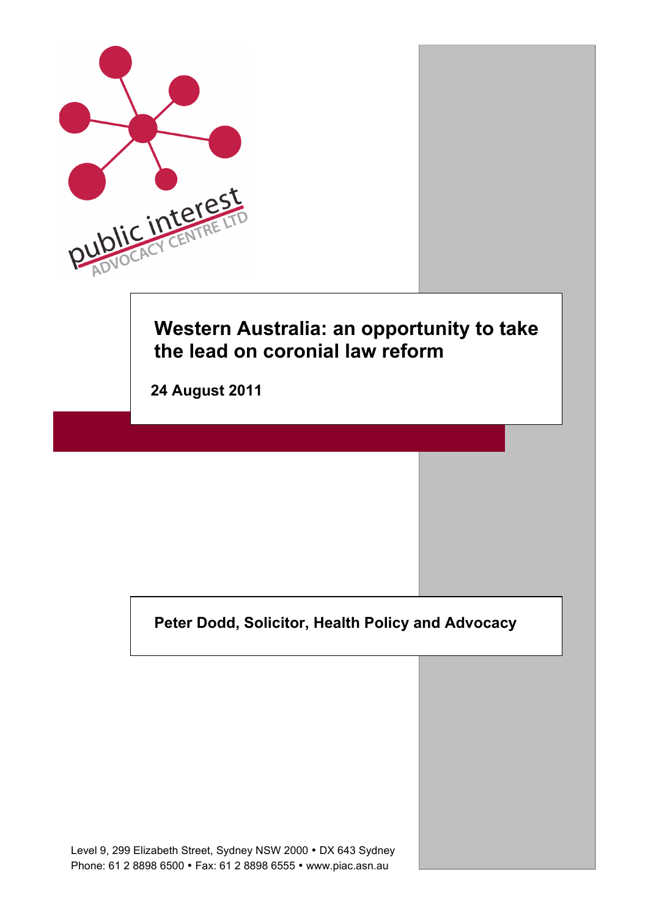public interest ADVOCACY CENTRE LTD

# Western Australia: an opportunity to take the lead on coronial law reform

**24 August 2011**

**Peter Dodd, Solicitor, Health Policy and Advocacy**

Level 9, 299 Elizabeth Street, Sydney NSW 2000 • DX 643 Sydney
Phone: 61 2 8898 6500 • Fax: 61 2 8898 6555 • www.piac.asn.au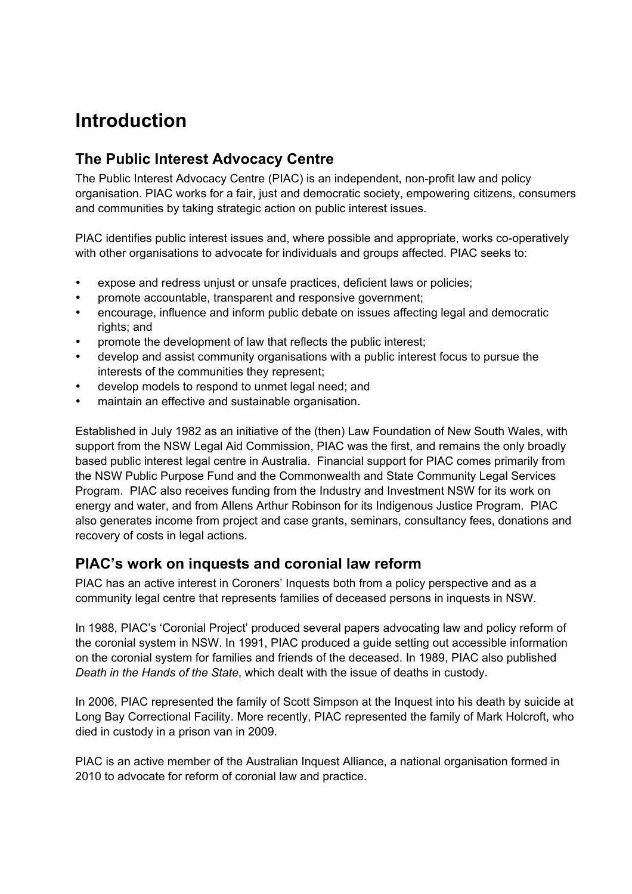# Introduction

## The Public Interest Advocacy Centre

The Public Interest Advocacy Centre (PIAC) is an independent, non-profit law and policy organisation. PIAC works for a fair, just and democratic society, empowering citizens, consumers and communities by taking strategic action on public interest issues.

PIAC identifies public interest issues and, where possible and appropriate, works co-operatively with other organisations to advocate for individuals and groups affected. PIAC seeks to:

- expose and redress unjust or unsafe practices, deficient laws or policies;
- promote accountable, transparent and responsive government;
- encourage, influence and inform public debate on issues affecting legal and democratic rights; and
- promote the development of law that reflects the public interest;
- develop and assist community organisations with a public interest focus to pursue the interests of the communities they represent;
- develop models to respond to unmet legal need; and
- maintain an effective and sustainable organisation.

Established in July 1982 as an initiative of the (then) Law Foundation of New South Wales, with support from the NSW Legal Aid Commission, PIAC was the first, and remains the only broadly based public interest legal centre in Australia. Financial support for PIAC comes primarily from the NSW Public Purpose Fund and the Commonwealth and State Community Legal Services Program. PIAC also receives funding from the Industry and Investment NSW for its work on energy and water, and from Allens Arthur Robinson for its Indigenous Justice Program. PIAC also generates income from project and case grants, seminars, consultancy fees, donations and recovery of costs in legal actions.

## PIAC's work on inquests and coronial law reform

PIAC has an active interest in Coroners' Inquests both from a policy perspective and as a community legal centre that represents families of deceased persons in inquests in NSW.

In 1988, PIAC's 'Coronial Project' produced several papers advocating law and policy reform of the coronial system in NSW. In 1991, PIAC produced a guide setting out accessible information on the coronial system for families and friends of the deceased. In 1989, PIAC also published *Death in the Hands of the State*, which dealt with the issue of deaths in custody.

In 2006, PIAC represented the family of Scott Simpson at the Inquest into his death by suicide at Long Bay Correctional Facility. More recently, PIAC represented the family of Mark Holcroft, who died in custody in a prison van in 2009.

PIAC is an active member of the Australian Inquest Alliance, a national organisation formed in 2010 to advocate for reform of coronial law and practice.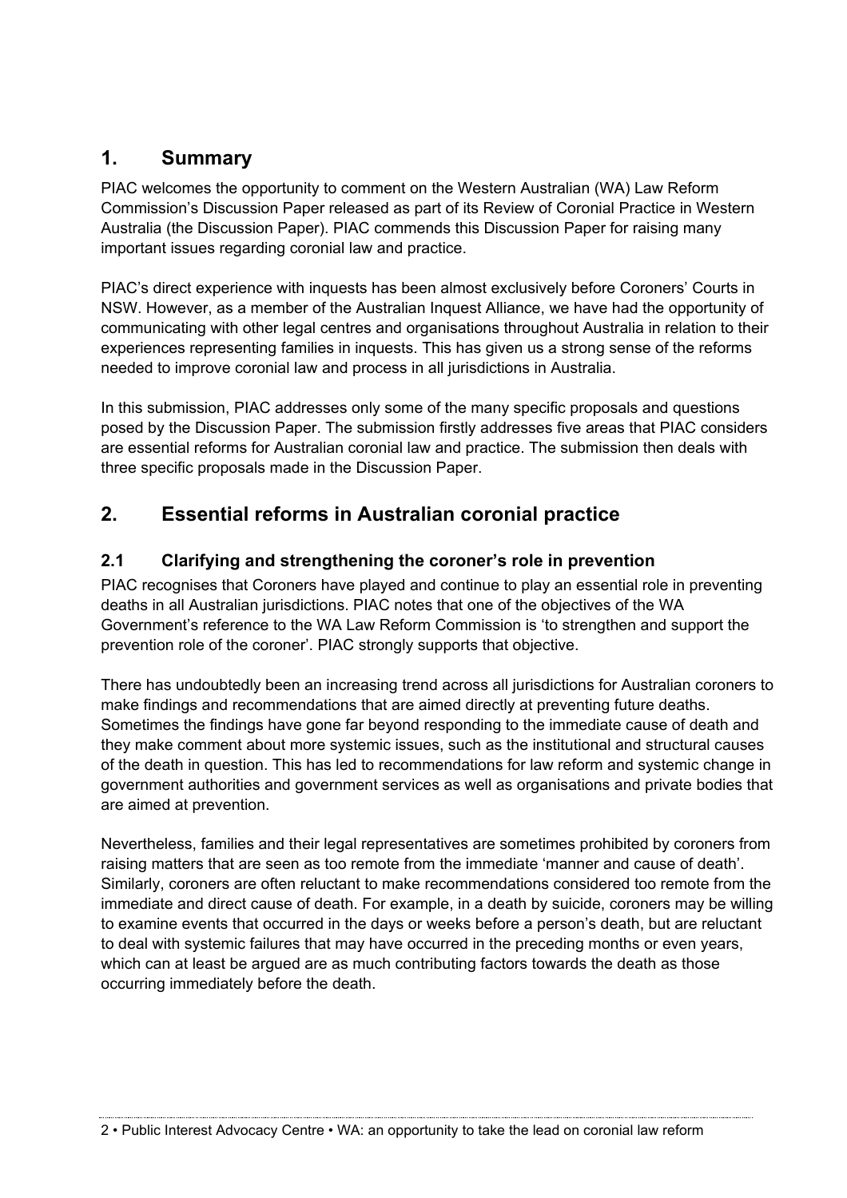## 1. Summary

PIAC welcomes the opportunity to comment on the Western Australian (WA) Law Reform Commission's Discussion Paper released as part of its Review of Coronial Practice in Western Australia (the Discussion Paper). PIAC commends this Discussion Paper for raising many important issues regarding coronial law and practice.

PIAC's direct experience with inquests has been almost exclusively before Coroners' Courts in NSW. However, as a member of the Australian Inquest Alliance, we have had the opportunity of communicating with other legal centres and organisations throughout Australia in relation to their experiences representing families in inquests. This has given us a strong sense of the reforms needed to improve coronial law and process in all jurisdictions in Australia.

In this submission, PIAC addresses only some of the many specific proposals and questions posed by the Discussion Paper. The submission firstly addresses five areas that PIAC considers are essential reforms for Australian coronial law and practice. The submission then deals with three specific proposals made in the Discussion Paper.

## 2. Essential reforms in Australian coronial practice

### 2.1 Clarifying and strengthening the coroner's role in prevention

PIAC recognises that Coroners have played and continue to play an essential role in preventing deaths in all Australian jurisdictions. PIAC notes that one of the objectives of the WA Government's reference to the WA Law Reform Commission is 'to strengthen and support the prevention role of the coroner'. PIAC strongly supports that objective.

There has undoubtedly been an increasing trend across all jurisdictions for Australian coroners to make findings and recommendations that are aimed directly at preventing future deaths. Sometimes the findings have gone far beyond responding to the immediate cause of death and they make comment about more systemic issues, such as the institutional and structural causes of the death in question. This has led to recommendations for law reform and systemic change in government authorities and government services as well as organisations and private bodies that are aimed at prevention.

Nevertheless, families and their legal representatives are sometimes prohibited by coroners from raising matters that are seen as too remote from the immediate 'manner and cause of death'. Similarly, coroners are often reluctant to make recommendations considered too remote from the immediate and direct cause of death. For example, in a death by suicide, coroners may be willing to examine events that occurred in the days or weeks before a person's death, but are reluctant to deal with systemic failures that may have occurred in the preceding months or even years, which can at least be argued are as much contributing factors towards the death as those occurring immediately before the death.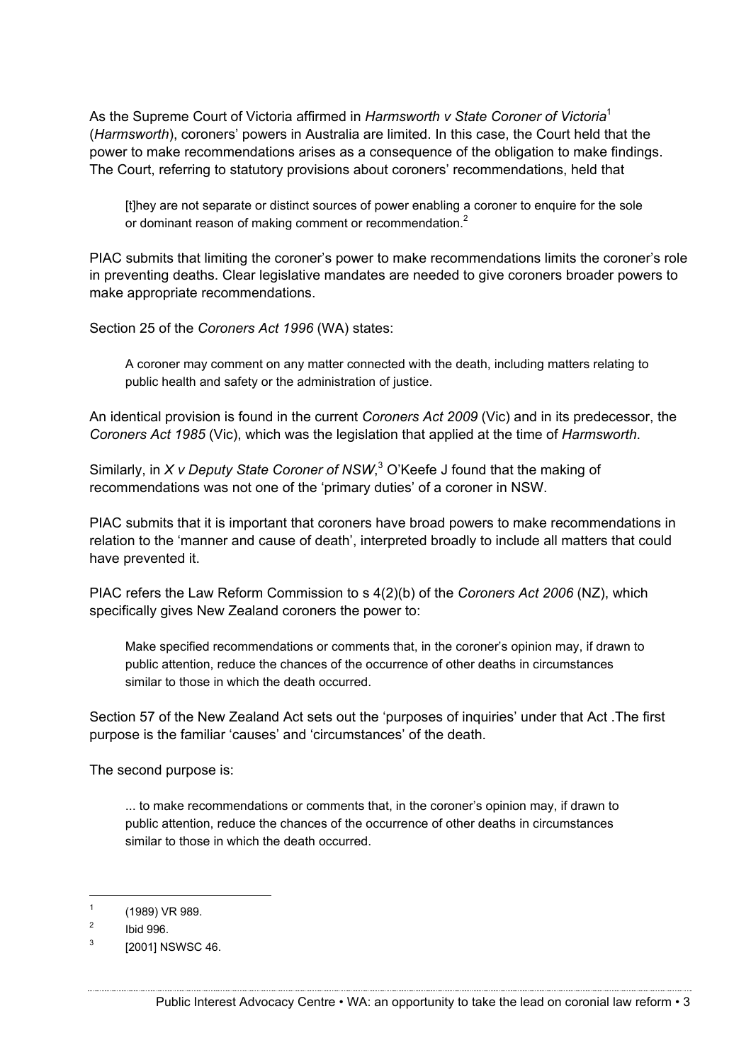As the Supreme Court of Victoria affirmed in *Harmsworth v State Coroner of Victoria*[1] (*Harmsworth*), coroners' powers in Australia are limited. In this case, the Court held that the power to make recommendations arises as a consequence of the obligation to make findings. The Court, referring to statutory provisions about coroners' recommendations, held that

> [t]hey are not separate or distinct sources of power enabling a coroner to enquire for the sole or dominant reason of making comment or recommendation.[2]

PIAC submits that limiting the coroner's power to make recommendations limits the coroner's role in preventing deaths. Clear legislative mandates are needed to give coroners broader powers to make appropriate recommendations.

Section 25 of the *Coroners Act 1996* (WA) states:

> A coroner may comment on any matter connected with the death, including matters relating to public health and safety or the administration of justice.

An identical provision is found in the current *Coroners Act 2009* (Vic) and in its predecessor, the *Coroners Act 1985* (Vic), which was the legislation that applied at the time of *Harmsworth*.

Similarly, in *X v Deputy State Coroner of NSW*,[3] O'Keefe J found that the making of recommendations was not one of the 'primary duties' of a coroner in NSW.

PIAC submits that it is important that coroners have broad powers to make recommendations in relation to the 'manner and cause of death', interpreted broadly to include all matters that could have prevented it.

PIAC refers the Law Reform Commission to s 4(2)(b) of the *Coroners Act 2006* (NZ), which specifically gives New Zealand coroners the power to:

> Make specified recommendations or comments that, in the coroner's opinion may, if drawn to public attention, reduce the chances of the occurrence of other deaths in circumstances similar to those in which the death occurred.

Section 57 of the New Zealand Act sets out the 'purposes of inquiries' under that Act .The first purpose is the familiar 'causes' and 'circumstances' of the death.

The second purpose is:

> ... to make recommendations or comments that, in the coroner's opinion may, if drawn to public attention, reduce the chances of the occurrence of other deaths in circumstances similar to those in which the death occurred.

---

[1] (1989) VR 989.

[2] Ibid 996.

[3] [2001] NSWSC 46.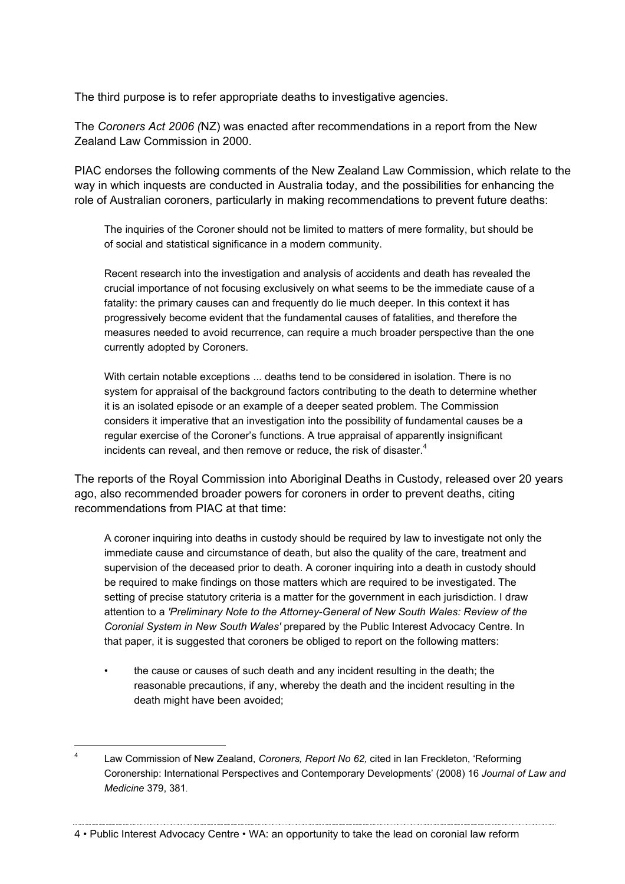The third purpose is to refer appropriate deaths to investigative agencies.

The *Coroners Act 2006 (*NZ) was enacted after recommendations in a report from the New Zealand Law Commission in 2000.

PIAC endorses the following comments of the New Zealand Law Commission, which relate to the way in which inquests are conducted in Australia today, and the possibilities for enhancing the role of Australian coroners, particularly in making recommendations to prevent future deaths:

> The inquiries of the Coroner should not be limited to matters of mere formality, but should be of social and statistical significance in a modern community.
>
> Recent research into the investigation and analysis of accidents and death has revealed the crucial importance of not focusing exclusively on what seems to be the immediate cause of a fatality: the primary causes can and frequently do lie much deeper. In this context it has progressively become evident that the fundamental causes of fatalities, and therefore the measures needed to avoid recurrence, can require a much broader perspective than the one currently adopted by Coroners.
>
> With certain notable exceptions ... deaths tend to be considered in isolation. There is no system for appraisal of the background factors contributing to the death to determine whether it is an isolated episode or an example of a deeper seated problem. The Commission considers it imperative that an investigation into the possibility of fundamental causes be a regular exercise of the Coroner's functions. A true appraisal of apparently insignificant incidents can reveal, and then remove or reduce, the risk of disaster.[4]

The reports of the Royal Commission into Aboriginal Deaths in Custody, released over 20 years ago, also recommended broader powers for coroners in order to prevent deaths, citing recommendations from PIAC at that time:

> A coroner inquiring into deaths in custody should be required by law to investigate not only the immediate cause and circumstance of death, but also the quality of the care, treatment and supervision of the deceased prior to death. A coroner inquiring into a death in custody should be required to make findings on those matters which are required to be investigated. The setting of precise statutory criteria is a matter for the government in each jurisdiction. I draw attention to a *'Preliminary Note to the Attorney-General of New South Wales: Review of the Coronial System in New South Wales'* prepared by the Public Interest Advocacy Centre. In that paper, it is suggested that coroners be obliged to report on the following matters:
>
> - the cause or causes of such death and any incident resulting in the death; the reasonable precautions, if any, whereby the death and the incident resulting in the death might have been avoided;

---

[4] Law Commission of New Zealand, *Coroners, Report No 62,* cited in Ian Freckleton, 'Reforming Coronership: International Perspectives and Contemporary Developments' (2008) 16 *Journal of Law and Medicine* 379, 381.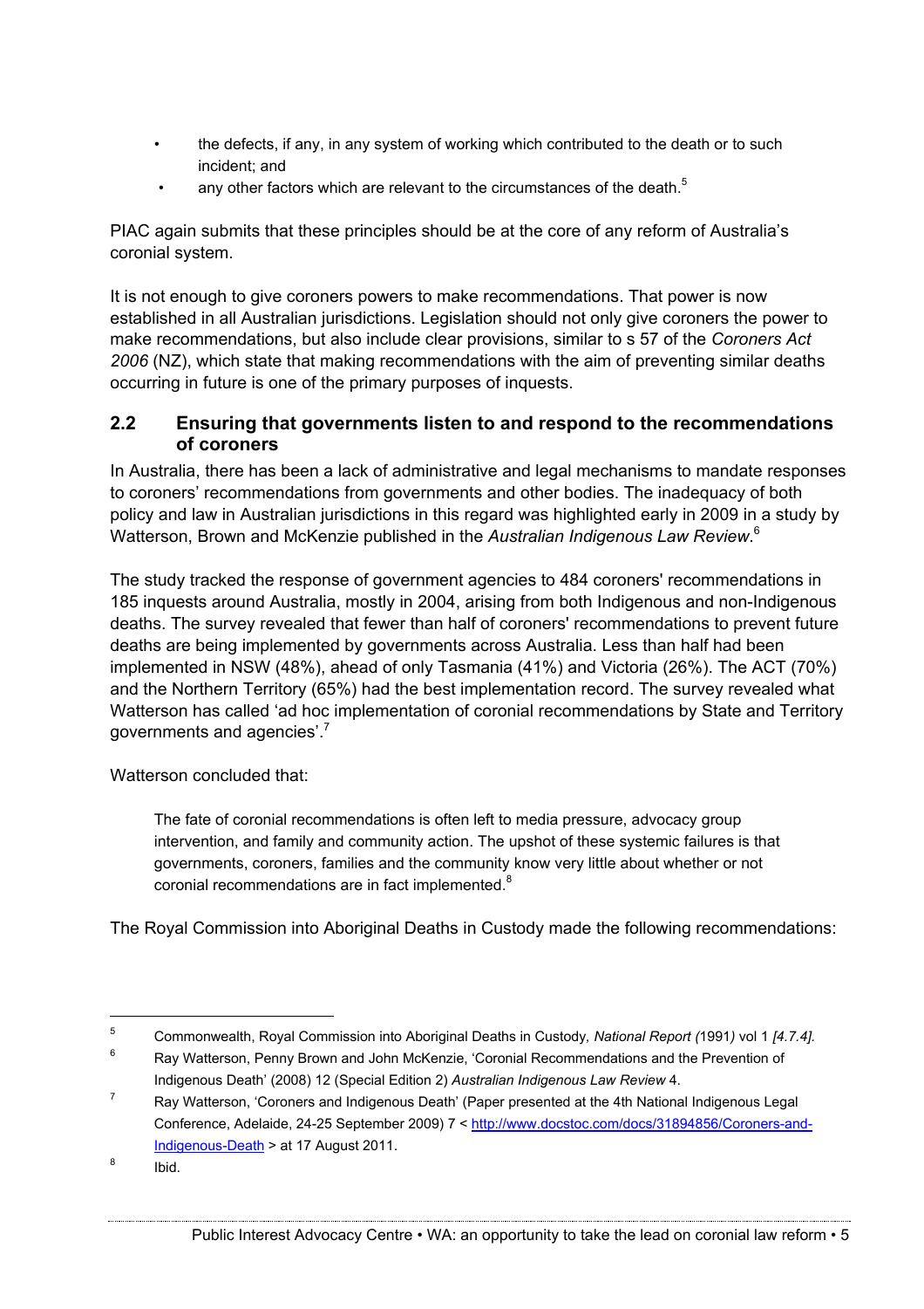- the defects, if any, in any system of working which contributed to the death or to such incident; and
- any other factors which are relevant to the circumstances of the death.[5]

PIAC again submits that these principles should be at the core of any reform of Australia's coronial system.

It is not enough to give coroners powers to make recommendations. That power is now established in all Australian jurisdictions. Legislation should not only give coroners the power to make recommendations, but also include clear provisions, similar to s 57 of the *Coroners Act 2006* (NZ), which state that making recommendations with the aim of preventing similar deaths occurring in future is one of the primary purposes of inquests.

## 2.2 Ensuring that governments listen to and respond to the recommendations of coroners

In Australia, there has been a lack of administrative and legal mechanisms to mandate responses to coroners' recommendations from governments and other bodies. The inadequacy of both policy and law in Australian jurisdictions in this regard was highlighted early in 2009 in a study by Watterson, Brown and McKenzie published in the *Australian Indigenous Law Review*.[6]

The study tracked the response of government agencies to 484 coroners' recommendations in 185 inquests around Australia, mostly in 2004, arising from both Indigenous and non-Indigenous deaths. The survey revealed that fewer than half of coroners' recommendations to prevent future deaths are being implemented by governments across Australia. Less than half had been implemented in NSW (48%), ahead of only Tasmania (41%) and Victoria (26%). The ACT (70%) and the Northern Territory (65%) had the best implementation record. The survey revealed what Watterson has called 'ad hoc implementation of coronial recommendations by State and Territory governments and agencies'.[7]

Watterson concluded that:

> The fate of coronial recommendations is often left to media pressure, advocacy group intervention, and family and community action. The upshot of these systemic failures is that governments, coroners, families and the community know very little about whether or not coronial recommendations are in fact implemented.[8]

The Royal Commission into Aboriginal Deaths in Custody made the following recommendations:

---

[5] Commonwealth, Royal Commission into Aboriginal Deaths in Custody, *National Report (*1991*)* vol 1 *[4.7.4].*

[6] Ray Watterson, Penny Brown and John McKenzie, 'Coronial Recommendations and the Prevention of Indigenous Death' (2008) 12 (Special Edition 2) *Australian Indigenous Law Review* 4.

[7] Ray Watterson, 'Coroners and Indigenous Death' (Paper presented at the 4th National Indigenous Legal Conference, Adelaide, 24-25 September 2009) 7 < http://www.docstoc.com/docs/31894856/Coroners-and-Indigenous-Death > at 17 August 2011.

[8] Ibid.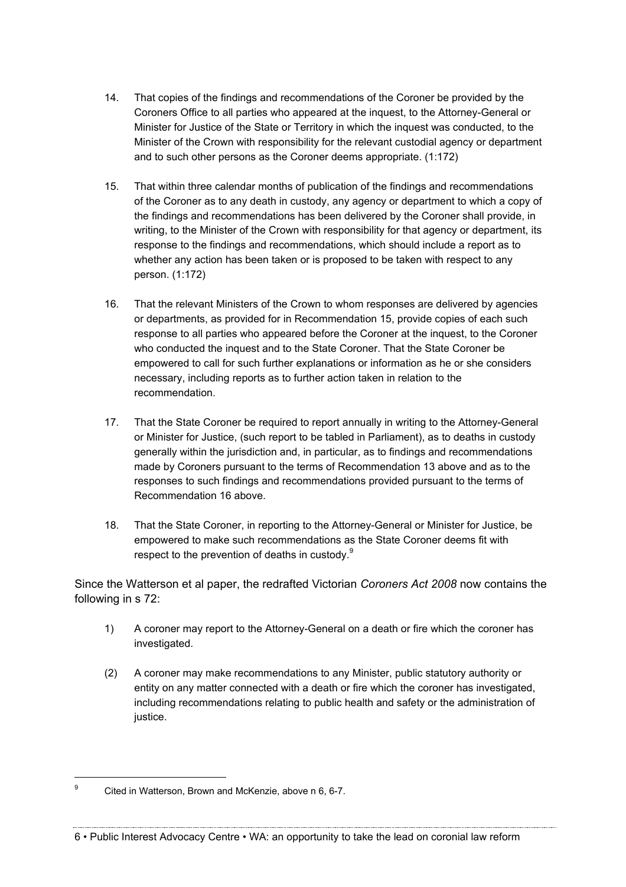14. That copies of the findings and recommendations of the Coroner be provided by the Coroners Office to all parties who appeared at the inquest, to the Attorney-General or Minister for Justice of the State or Territory in which the inquest was conducted, to the Minister of the Crown with responsibility for the relevant custodial agency or department and to such other persons as the Coroner deems appropriate. (1:172)

15. That within three calendar months of publication of the findings and recommendations of the Coroner as to any death in custody, any agency or department to which a copy of the findings and recommendations has been delivered by the Coroner shall provide, in writing, to the Minister of the Crown with responsibility for that agency or department, its response to the findings and recommendations, which should include a report as to whether any action has been taken or is proposed to be taken with respect to any person. (1:172)

16. That the relevant Ministers of the Crown to whom responses are delivered by agencies or departments, as provided for in Recommendation 15, provide copies of each such response to all parties who appeared before the Coroner at the inquest, to the Coroner who conducted the inquest and to the State Coroner. That the State Coroner be empowered to call for such further explanations or information as he or she considers necessary, including reports as to further action taken in relation to the recommendation.

17. That the State Coroner be required to report annually in writing to the Attorney-General or Minister for Justice, (such report to be tabled in Parliament), as to deaths in custody generally within the jurisdiction and, in particular, as to findings and recommendations made by Coroners pursuant to the terms of Recommendation 13 above and as to the responses to such findings and recommendations provided pursuant to the terms of Recommendation 16 above.

18. That the State Coroner, in reporting to the Attorney-General or Minister for Justice, be empowered to make such recommendations as the State Coroner deems fit with respect to the prevention of deaths in custody.[9]

Since the Watterson et al paper, the redrafted Victorian *Coroners Act 2008* now contains the following in s 72:

1) A coroner may report to the Attorney-General on a death or fire which the coroner has investigated.

(2) A coroner may make recommendations to any Minister, public statutory authority or entity on any matter connected with a death or fire which the coroner has investigated, including recommendations relating to public health and safety or the administration of justice.

[9] Cited in Watterson, Brown and McKenzie, above n 6, 6-7.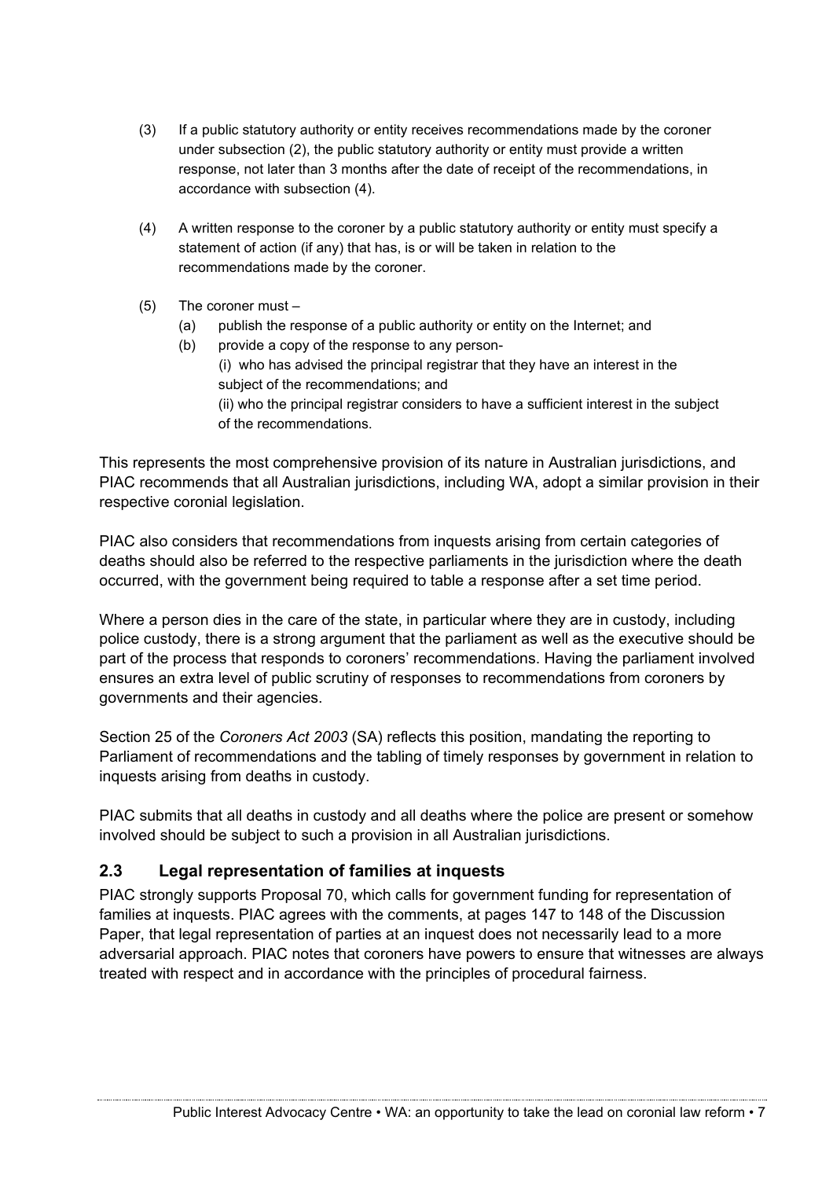(3) If a public statutory authority or entity receives recommendations made by the coroner under subsection (2), the public statutory authority or entity must provide a written response, not later than 3 months after the date of receipt of the recommendations, in accordance with subsection (4).

(4) A written response to the coroner by a public statutory authority or entity must specify a statement of action (if any) that has, is or will be taken in relation to the recommendations made by the coroner.

(5) The coroner must –

(a) publish the response of a public authority or entity on the Internet; and

(b) provide a copy of the response to any person-

(i) who has advised the principal registrar that they have an interest in the subject of the recommendations; and

(ii) who the principal registrar considers to have a sufficient interest in the subject of the recommendations.

This represents the most comprehensive provision of its nature in Australian jurisdictions, and PIAC recommends that all Australian jurisdictions, including WA, adopt a similar provision in their respective coronial legislation.

PIAC also considers that recommendations from inquests arising from certain categories of deaths should also be referred to the respective parliaments in the jurisdiction where the death occurred, with the government being required to table a response after a set time period.

Where a person dies in the care of the state, in particular where they are in custody, including police custody, there is a strong argument that the parliament as well as the executive should be part of the process that responds to coroners' recommendations. Having the parliament involved ensures an extra level of public scrutiny of responses to recommendations from coroners by governments and their agencies.

Section 25 of the *Coroners Act 2003* (SA) reflects this position, mandating the reporting to Parliament of recommendations and the tabling of timely responses by government in relation to inquests arising from deaths in custody.

PIAC submits that all deaths in custody and all deaths where the police are present or somehow involved should be subject to such a provision in all Australian jurisdictions.

## 2.3 Legal representation of families at inquests

PIAC strongly supports Proposal 70, which calls for government funding for representation of families at inquests. PIAC agrees with the comments, at pages 147 to 148 of the Discussion Paper, that legal representation of parties at an inquest does not necessarily lead to a more adversarial approach. PIAC notes that coroners have powers to ensure that witnesses are always treated with respect and in accordance with the principles of procedural fairness.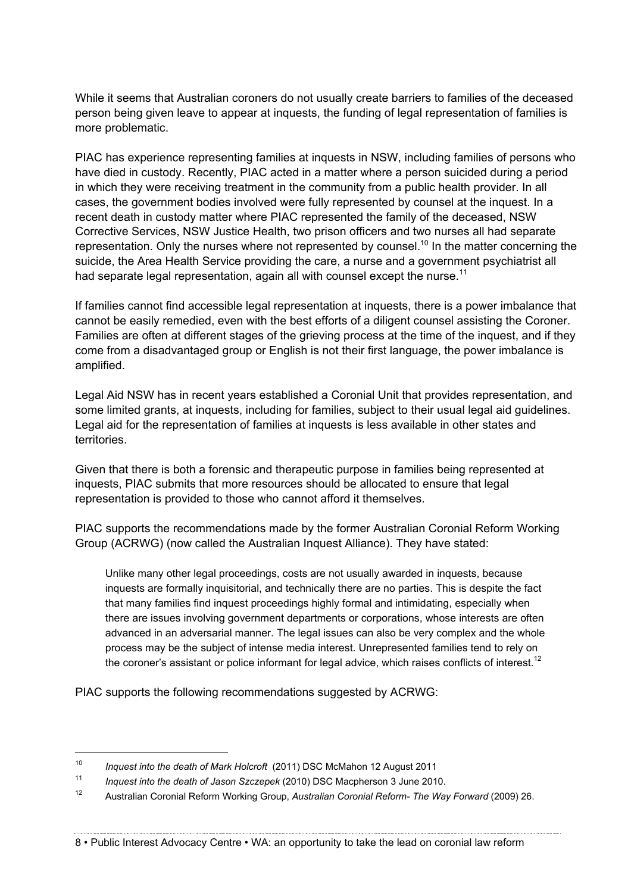While it seems that Australian coroners do not usually create barriers to families of the deceased person being given leave to appear at inquests, the funding of legal representation of families is more problematic.

PIAC has experience representing families at inquests in NSW, including families of persons who have died in custody. Recently, PIAC acted in a matter where a person suicided during a period in which they were receiving treatment in the community from a public health provider. In all cases, the government bodies involved were fully represented by counsel at the inquest. In a recent death in custody matter where PIAC represented the family of the deceased, NSW Corrective Services, NSW Justice Health, two prison officers and two nurses all had separate representation. Only the nurses where not represented by counsel.[10] In the matter concerning the suicide, the Area Health Service providing the care, a nurse and a government psychiatrist all had separate legal representation, again all with counsel except the nurse.[11]

If families cannot find accessible legal representation at inquests, there is a power imbalance that cannot be easily remedied, even with the best efforts of a diligent counsel assisting the Coroner. Families are often at different stages of the grieving process at the time of the inquest, and if they come from a disadvantaged group or English is not their first language, the power imbalance is amplified.

Legal Aid NSW has in recent years established a Coronial Unit that provides representation, and some limited grants, at inquests, including for families, subject to their usual legal aid guidelines. Legal aid for the representation of families at inquests is less available in other states and territories.

Given that there is both a forensic and therapeutic purpose in families being represented at inquests, PIAC submits that more resources should be allocated to ensure that legal representation is provided to those who cannot afford it themselves.

PIAC supports the recommendations made by the former Australian Coronial Reform Working Group (ACRWG) (now called the Australian Inquest Alliance). They have stated:

> Unlike many other legal proceedings, costs are not usually awarded in inquests, because inquests are formally inquisitorial, and technically there are no parties. This is despite the fact that many families find inquest proceedings highly formal and intimidating, especially when there are issues involving government departments or corporations, whose interests are often advanced in an adversarial manner. The legal issues can also be very complex and the whole process may be the subject of intense media interest. Unrepresented families tend to rely on the coroner's assistant or police informant for legal advice, which raises conflicts of interest.[12]

PIAC supports the following recommendations suggested by ACRWG:

---

[10] *Inquest into the death of Mark Holcroft* (2011) DSC McMahon 12 August 2011

[11] *Inquest into the death of Jason Szczepek* (2010) DSC Macpherson 3 June 2010.

[12] Australian Coronial Reform Working Group, *Australian Coronial Reform- The Way Forward* (2009) 26.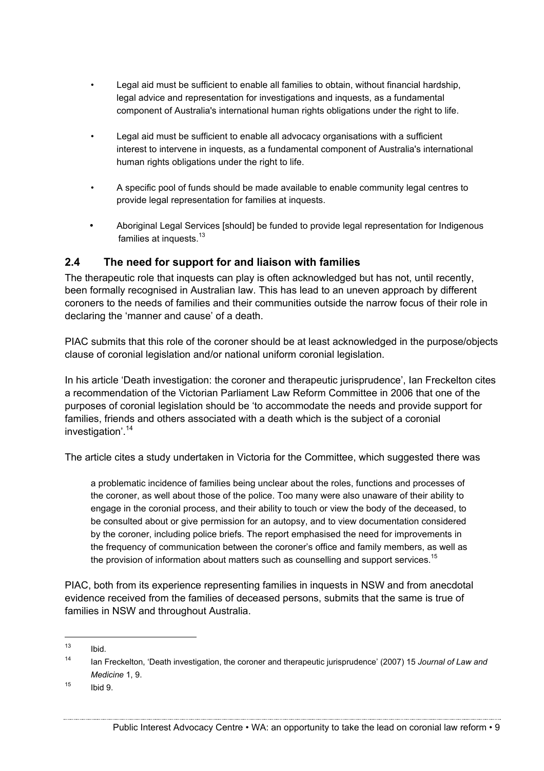- Legal aid must be sufficient to enable all families to obtain, without financial hardship, legal advice and representation for investigations and inquests, as a fundamental component of Australia's international human rights obligations under the right to life.
- Legal aid must be sufficient to enable all advocacy organisations with a sufficient interest to intervene in inquests, as a fundamental component of Australia's international human rights obligations under the right to life.
- A specific pool of funds should be made available to enable community legal centres to provide legal representation for families at inquests.
- Aboriginal Legal Services [should] be funded to provide legal representation for Indigenous families at inquests.[13]

## 2.4 The need for support for and liaison with families

The therapeutic role that inquests can play is often acknowledged but has not, until recently, been formally recognised in Australian law. This has lead to an uneven approach by different coroners to the needs of families and their communities outside the narrow focus of their role in declaring the 'manner and cause' of a death.

PIAC submits that this role of the coroner should be at least acknowledged in the purpose/objects clause of coronial legislation and/or national uniform coronial legislation.

In his article 'Death investigation: the coroner and therapeutic jurisprudence', Ian Freckelton cites a recommendation of the Victorian Parliament Law Reform Committee in 2006 that one of the purposes of coronial legislation should be 'to accommodate the needs and provide support for families, friends and others associated with a death which is the subject of a coronial investigation'.[14]

The article cites a study undertaken in Victoria for the Committee, which suggested there was

> a problematic incidence of families being unclear about the roles, functions and processes of the coroner, as well about those of the police. Too many were also unaware of their ability to engage in the coronial process, and their ability to touch or view the body of the deceased, to be consulted about or give permission for an autopsy, and to view documentation considered by the coroner, including police briefs. The report emphasised the need for improvements in the frequency of communication between the coroner's office and family members, as well as the provision of information about matters such as counselling and support services.[15]

PIAC, both from its experience representing families in inquests in NSW and from anecdotal evidence received from the families of deceased persons, submits that the same is true of families in NSW and throughout Australia.

---

[13] Ibid.

[14] Ian Freckelton, 'Death investigation, the coroner and therapeutic jurisprudence' (2007) 15 *Journal of Law and Medicine* 1, 9.

[15] Ibid 9.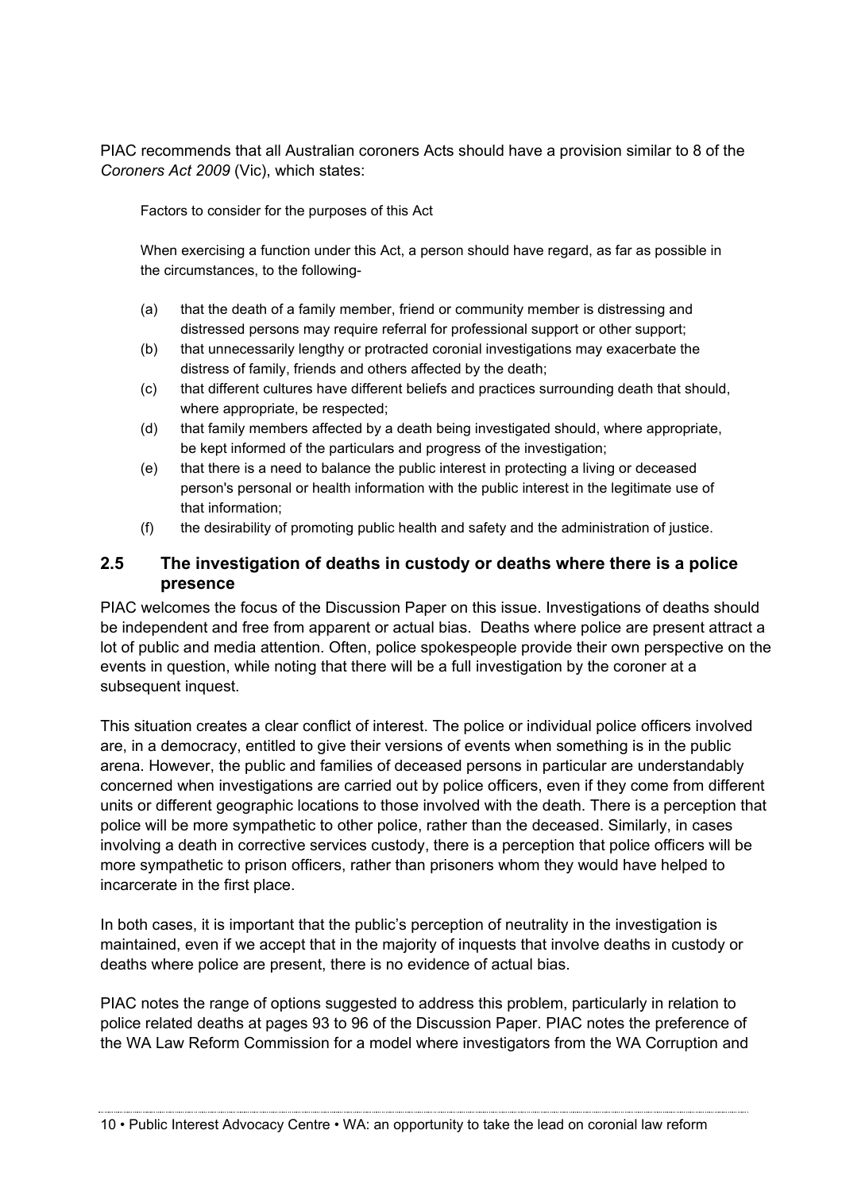PIAC recommends that all Australian coroners Acts should have a provision similar to 8 of the *Coroners Act 2009* (Vic), which states:

> Factors to consider for the purposes of this Act
>
> When exercising a function under this Act, a person should have regard, as far as possible in the circumstances, to the following-
>
> (a) that the death of a family member, friend or community member is distressing and distressed persons may require referral for professional support or other support;
>
> (b) that unnecessarily lengthy or protracted coronial investigations may exacerbate the distress of family, friends and others affected by the death;
>
> (c) that different cultures have different beliefs and practices surrounding death that should, where appropriate, be respected;
>
> (d) that family members affected by a death being investigated should, where appropriate, be kept informed of the particulars and progress of the investigation;
>
> (e) that there is a need to balance the public interest in protecting a living or deceased person's personal or health information with the public interest in the legitimate use of that information;
>
> (f) the desirability of promoting public health and safety and the administration of justice.

## 2.5 The investigation of deaths in custody or deaths where there is a police presence

PIAC welcomes the focus of the Discussion Paper on this issue. Investigations of deaths should be independent and free from apparent or actual bias. Deaths where police are present attract a lot of public and media attention. Often, police spokespeople provide their own perspective on the events in question, while noting that there will be a full investigation by the coroner at a subsequent inquest.

This situation creates a clear conflict of interest. The police or individual police officers involved are, in a democracy, entitled to give their versions of events when something is in the public arena. However, the public and families of deceased persons in particular are understandably concerned when investigations are carried out by police officers, even if they come from different units or different geographic locations to those involved with the death. There is a perception that police will be more sympathetic to other police, rather than the deceased. Similarly, in cases involving a death in corrective services custody, there is a perception that police officers will be more sympathetic to prison officers, rather than prisoners whom they would have helped to incarcerate in the first place.

In both cases, it is important that the public's perception of neutrality in the investigation is maintained, even if we accept that in the majority of inquests that involve deaths in custody or deaths where police are present, there is no evidence of actual bias.

PIAC notes the range of options suggested to address this problem, particularly in relation to police related deaths at pages 93 to 96 of the Discussion Paper. PIAC notes the preference of the WA Law Reform Commission for a model where investigators from the WA Corruption and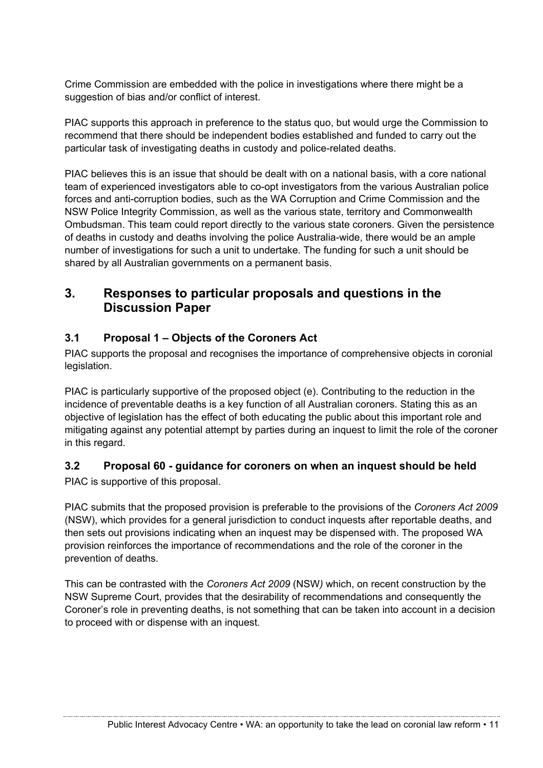Crime Commission are embedded with the police in investigations where there might be a suggestion of bias and/or conflict of interest.

PIAC supports this approach in preference to the status quo, but would urge the Commission to recommend that there should be independent bodies established and funded to carry out the particular task of investigating deaths in custody and police-related deaths.

PIAC believes this is an issue that should be dealt with on a national basis, with a core national team of experienced investigators able to co-opt investigators from the various Australian police forces and anti-corruption bodies, such as the WA Corruption and Crime Commission and the NSW Police Integrity Commission, as well as the various state, territory and Commonwealth Ombudsman. This team could report directly to the various state coroners. Given the persistence of deaths in custody and deaths involving the police Australia-wide, there would be an ample number of investigations for such a unit to undertake. The funding for such a unit should be shared by all Australian governments on a permanent basis.

## 3. Responses to particular proposals and questions in the Discussion Paper

### 3.1 Proposal 1 – Objects of the Coroners Act

PIAC supports the proposal and recognises the importance of comprehensive objects in coronial legislation.

PIAC is particularly supportive of the proposed object (e). Contributing to the reduction in the incidence of preventable deaths is a key function of all Australian coroners. Stating this as an objective of legislation has the effect of both educating the public about this important role and mitigating against any potential attempt by parties during an inquest to limit the role of the coroner in this regard.

### 3.2 Proposal 60 - guidance for coroners on when an inquest should be held

PIAC is supportive of this proposal.

PIAC submits that the proposed provision is preferable to the provisions of the *Coroners Act 2009* (NSW), which provides for a general jurisdiction to conduct inquests after reportable deaths, and then sets out provisions indicating when an inquest may be dispensed with. The proposed WA provision reinforces the importance of recommendations and the role of the coroner in the prevention of deaths.

This can be contrasted with the *Coroners Act 2009* (NSW) which, on recent construction by the NSW Supreme Court, provides that the desirability of recommendations and consequently the Coroner's role in preventing deaths, is not something that can be taken into account in a decision to proceed with or dispense with an inquest.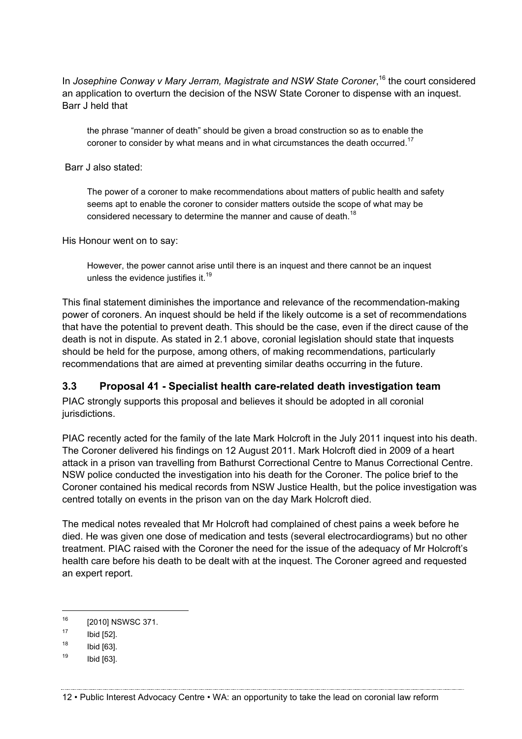In *Josephine Conway v Mary Jerram, Magistrate and NSW State Coroner*,[16] the court considered an application to overturn the decision of the NSW State Coroner to dispense with an inquest. Barr J held that

> the phrase "manner of death" should be given a broad construction so as to enable the coroner to consider by what means and in what circumstances the death occurred.[17]

Barr J also stated:

> The power of a coroner to make recommendations about matters of public health and safety seems apt to enable the coroner to consider matters outside the scope of what may be considered necessary to determine the manner and cause of death.[18]

His Honour went on to say:

> However, the power cannot arise until there is an inquest and there cannot be an inquest unless the evidence justifies it.[19]

This final statement diminishes the importance and relevance of the recommendation-making power of coroners. An inquest should be held if the likely outcome is a set of recommendations that have the potential to prevent death. This should be the case, even if the direct cause of the death is not in dispute. As stated in 2.1 above, coronial legislation should state that inquests should be held for the purpose, among others, of making recommendations, particularly recommendations that are aimed at preventing similar deaths occurring in the future.

### 3.3 Proposal 41 - Specialist health care-related death investigation team

PIAC strongly supports this proposal and believes it should be adopted in all coronial jurisdictions.

PIAC recently acted for the family of the late Mark Holcroft in the July 2011 inquest into his death. The Coroner delivered his findings on 12 August 2011. Mark Holcroft died in 2009 of a heart attack in a prison van travelling from Bathurst Correctional Centre to Manus Correctional Centre. NSW police conducted the investigation into his death for the Coroner. The police brief to the Coroner contained his medical records from NSW Justice Health, but the police investigation was centred totally on events in the prison van on the day Mark Holcroft died.

The medical notes revealed that Mr Holcroft had complained of chest pains a week before he died. He was given one dose of medication and tests (several electrocardiograms) but no other treatment. PIAC raised with the Coroner the need for the issue of the adequacy of Mr Holcroft's health care before his death to be dealt with at the inquest. The Coroner agreed and requested an expert report.

---

[16] [2010] NSWSC 371.

[17] Ibid [52].

[18] Ibid [63].

[19] Ibid [63].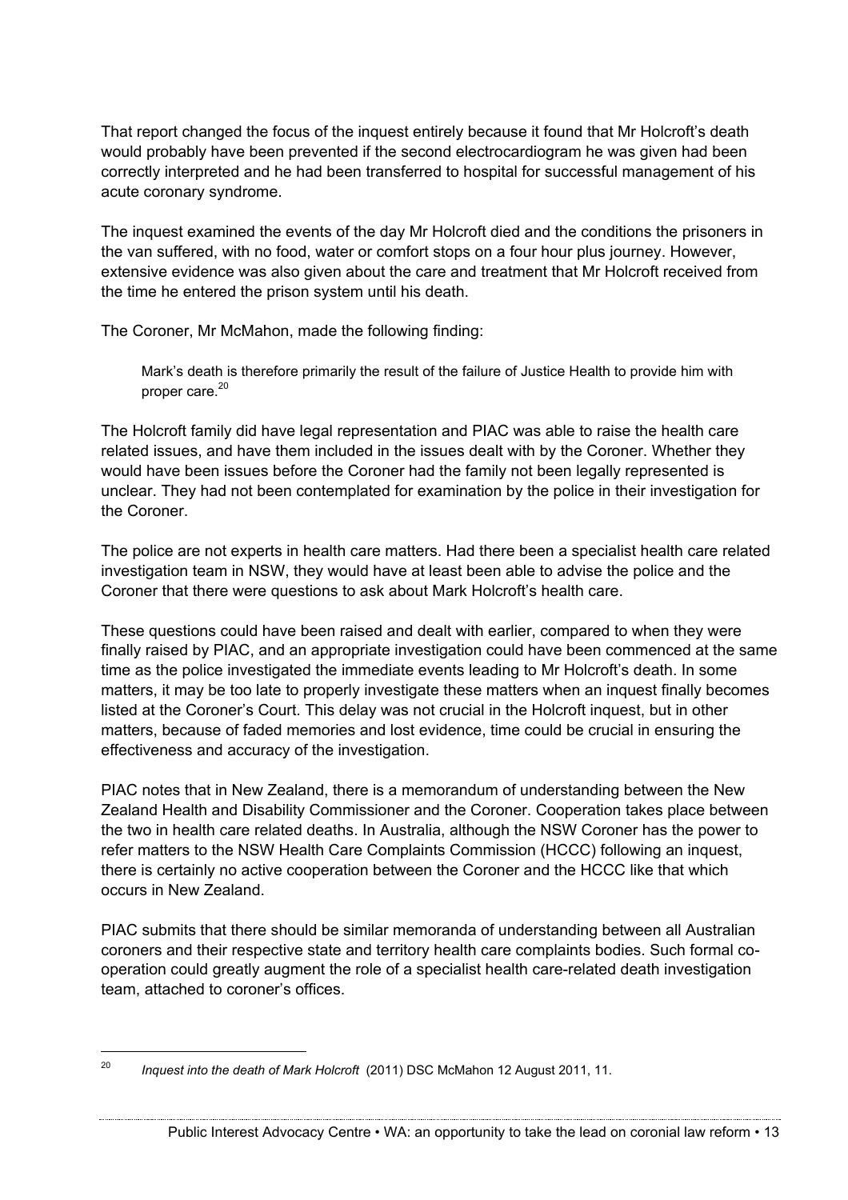That report changed the focus of the inquest entirely because it found that Mr Holcroft's death would probably have been prevented if the second electrocardiogram he was given had been correctly interpreted and he had been transferred to hospital for successful management of his acute coronary syndrome.

The inquest examined the events of the day Mr Holcroft died and the conditions the prisoners in the van suffered, with no food, water or comfort stops on a four hour plus journey. However, extensive evidence was also given about the care and treatment that Mr Holcroft received from the time he entered the prison system until his death.

The Coroner, Mr McMahon, made the following finding:

> Mark's death is therefore primarily the result of the failure of Justice Health to provide him with proper care.[20]

The Holcroft family did have legal representation and PIAC was able to raise the health care related issues, and have them included in the issues dealt with by the Coroner. Whether they would have been issues before the Coroner had the family not been legally represented is unclear. They had not been contemplated for examination by the police in their investigation for the Coroner.

The police are not experts in health care matters. Had there been a specialist health care related investigation team in NSW, they would have at least been able to advise the police and the Coroner that there were questions to ask about Mark Holcroft's health care.

These questions could have been raised and dealt with earlier, compared to when they were finally raised by PIAC, and an appropriate investigation could have been commenced at the same time as the police investigated the immediate events leading to Mr Holcroft's death. In some matters, it may be too late to properly investigate these matters when an inquest finally becomes listed at the Coroner's Court. This delay was not crucial in the Holcroft inquest, but in other matters, because of faded memories and lost evidence, time could be crucial in ensuring the effectiveness and accuracy of the investigation.

PIAC notes that in New Zealand, there is a memorandum of understanding between the New Zealand Health and Disability Commissioner and the Coroner. Cooperation takes place between the two in health care related deaths. In Australia, although the NSW Coroner has the power to refer matters to the NSW Health Care Complaints Commission (HCCC) following an inquest, there is certainly no active cooperation between the Coroner and the HCCC like that which occurs in New Zealand.

PIAC submits that there should be similar memoranda of understanding between all Australian coroners and their respective state and territory health care complaints bodies. Such formal co-operation could greatly augment the role of a specialist health care-related death investigation team, attached to coroner's offices.

---

[20] *Inquest into the death of Mark Holcroft* (2011) DSC McMahon 12 August 2011, 11.